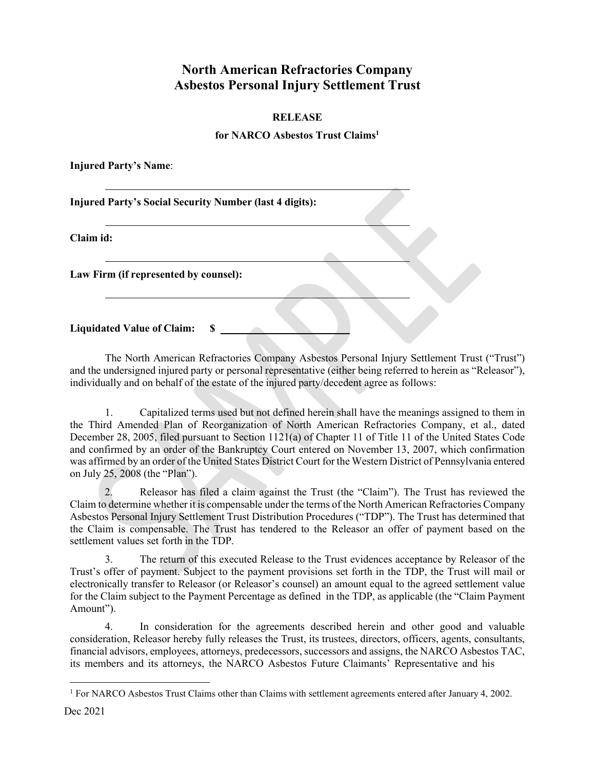# North American Refractories Company Asbestos Personal Injury Settlement Trust

## RELEASE

### for NARCO Asbestos Trust Claims[1]

**Injured Party's Name**:

______________________________________________

**Injured Party's Social Security Number (last 4 digits):**

______________________________________________

**Claim id:**

______________________________________________

**Law Firm (if represented by counsel):**

______________________________________________

**Liquidated Value of Claim: $** ____________________

The North American Refractories Company Asbestos Personal Injury Settlement Trust ("Trust") and the undersigned injured party or personal representative (either being referred to herein as "Releasor"), individually and on behalf of the estate of the injured party/decedent agree as follows:

1. Capitalized terms used but not defined herein shall have the meanings assigned to them in the Third Amended Plan of Reorganization of North American Refractories Company, et al., dated December 28, 2005, filed pursuant to Section 1121(a) of Chapter 11 of Title 11 of the United States Code and confirmed by an order of the Bankruptcy Court entered on November 13, 2007, which confirmation was affirmed by an order of the United States District Court for the Western District of Pennsylvania entered on July 25, 2008 (the "Plan").

2. Releasor has filed a claim against the Trust (the "Claim"). The Trust has reviewed the Claim to determine whether it is compensable under the terms of the North American Refractories Company Asbestos Personal Injury Settlement Trust Distribution Procedures ("TDP"). The Trust has determined that the Claim is compensable. The Trust has tendered to the Releasor an offer of payment based on the settlement values set forth in the TDP.

3. The return of this executed Release to the Trust evidences acceptance by Releasor of the Trust's offer of payment. Subject to the payment provisions set forth in the TDP, the Trust will mail or electronically transfer to Releasor (or Releasor's counsel) an amount equal to the agreed settlement value for the Claim subject to the Payment Percentage as defined in the TDP, as applicable (the "Claim Payment Amount").

4. In consideration for the agreements described herein and other good and valuable consideration, Releasor hereby fully releases the Trust, its trustees, directors, officers, agents, consultants, financial advisors, employees, attorneys, predecessors, successors and assigns, the NARCO Asbestos TAC, its members and its attorneys, the NARCO Asbestos Future Claimants' Representative and his

[1] For NARCO Asbestos Trust Claims other than Claims with settlement agreements entered after January 4, 2002.

Dec 2021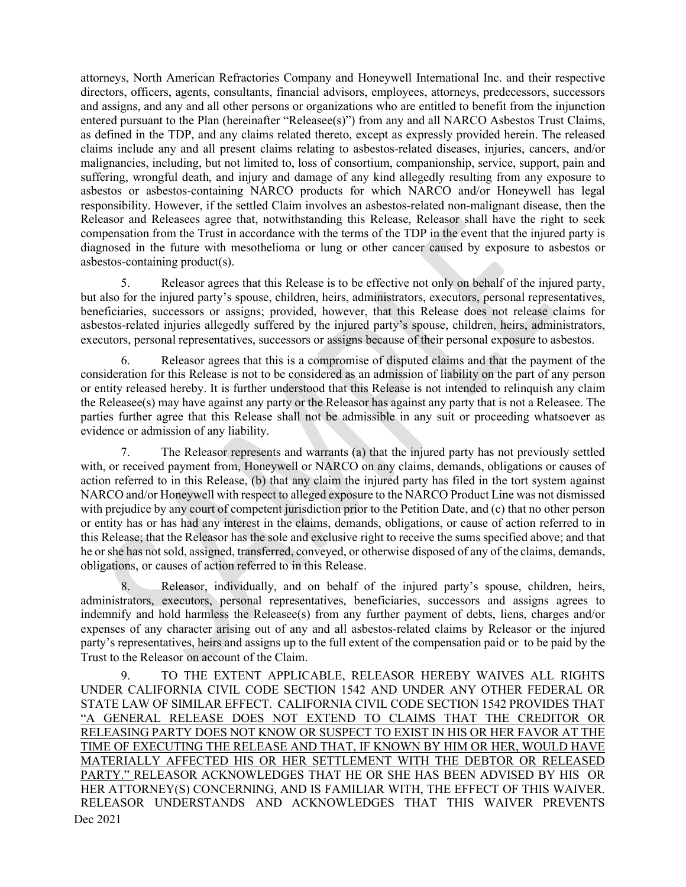attorneys, North American Refractories Company and Honeywell International Inc. and their respective directors, officers, agents, consultants, financial advisors, employees, attorneys, predecessors, successors and assigns, and any and all other persons or organizations who are entitled to benefit from the injunction entered pursuant to the Plan (hereinafter "Releasee(s)") from any and all NARCO Asbestos Trust Claims, as defined in the TDP, and any claims related thereto, except as expressly provided herein. The released claims include any and all present claims relating to asbestos-related diseases, injuries, cancers, and/or malignancies, including, but not limited to, loss of consortium, companionship, service, support, pain and suffering, wrongful death, and injury and damage of any kind allegedly resulting from any exposure to asbestos or asbestos-containing NARCO products for which NARCO and/or Honeywell has legal responsibility. However, if the settled Claim involves an asbestos-related non-malignant disease, then the Releasor and Releasees agree that, notwithstanding this Release, Releasor shall have the right to seek compensation from the Trust in accordance with the terms of the TDP in the event that the injured party is diagnosed in the future with mesothelioma or lung or other cancer caused by exposure to asbestos or asbestos-containing product(s).

5. Releasor agrees that this Release is to be effective not only on behalf of the injured party, but also for the injured party's spouse, children, heirs, administrators, executors, personal representatives, beneficiaries, successors or assigns; provided, however, that this Release does not release claims for asbestos-related injuries allegedly suffered by the injured party's spouse, children, heirs, administrators, executors, personal representatives, successors or assigns because of their personal exposure to asbestos.

6. Releasor agrees that this is a compromise of disputed claims and that the payment of the consideration for this Release is not to be considered as an admission of liability on the part of any person or entity released hereby. It is further understood that this Release is not intended to relinquish any claim the Releasee(s) may have against any party or the Releasor has against any party that is not a Releasee. The parties further agree that this Release shall not be admissible in any suit or proceeding whatsoever as evidence or admission of any liability.

7. The Releasor represents and warrants (a) that the injured party has not previously settled with, or received payment from, Honeywell or NARCO on any claims, demands, obligations or causes of action referred to in this Release, (b) that any claim the injured party has filed in the tort system against NARCO and/or Honeywell with respect to alleged exposure to the NARCO Product Line was not dismissed with prejudice by any court of competent jurisdiction prior to the Petition Date, and (c) that no other person or entity has or has had any interest in the claims, demands, obligations, or cause of action referred to in this Release; that the Releasor has the sole and exclusive right to receive the sums specified above; and that he or she has not sold, assigned, transferred, conveyed, or otherwise disposed of any of the claims, demands, obligations, or causes of action referred to in this Release.

8. Releasor, individually, and on behalf of the injured party's spouse, children, heirs, administrators, executors, personal representatives, beneficiaries, successors and assigns agrees to indemnify and hold harmless the Releasee(s) from any further payment of debts, liens, charges and/or expenses of any character arising out of any and all asbestos-related claims by Releasor or the injured party's representatives, heirs and assigns up to the full extent of the compensation paid or to be paid by the Trust to the Releasor on account of the Claim.

9. TO THE EXTENT APPLICABLE, RELEASOR HEREBY WAIVES ALL RIGHTS UNDER CALIFORNIA CIVIL CODE SECTION 1542 AND UNDER ANY OTHER FEDERAL OR STATE LAW OF SIMILAR EFFECT. CALIFORNIA CIVIL CODE SECTION 1542 PROVIDES THAT "A GENERAL RELEASE DOES NOT EXTEND TO CLAIMS THAT THE CREDITOR OR RELEASING PARTY DOES NOT KNOW OR SUSPECT TO EXIST IN HIS OR HER FAVOR AT THE TIME OF EXECUTING THE RELEASE AND THAT, IF KNOWN BY HIM OR HER, WOULD HAVE MATERIALLY AFFECTED HIS OR HER SETTLEMENT WITH THE DEBTOR OR RELEASED PARTY." RELEASOR ACKNOWLEDGES THAT HE OR SHE HAS BEEN ADVISED BY HIS OR HER ATTORNEY(S) CONCERNING, AND IS FAMILIAR WITH, THE EFFECT OF THIS WAIVER. RELEASOR UNDERSTANDS AND ACKNOWLEDGES THAT THIS WAIVER PREVENTS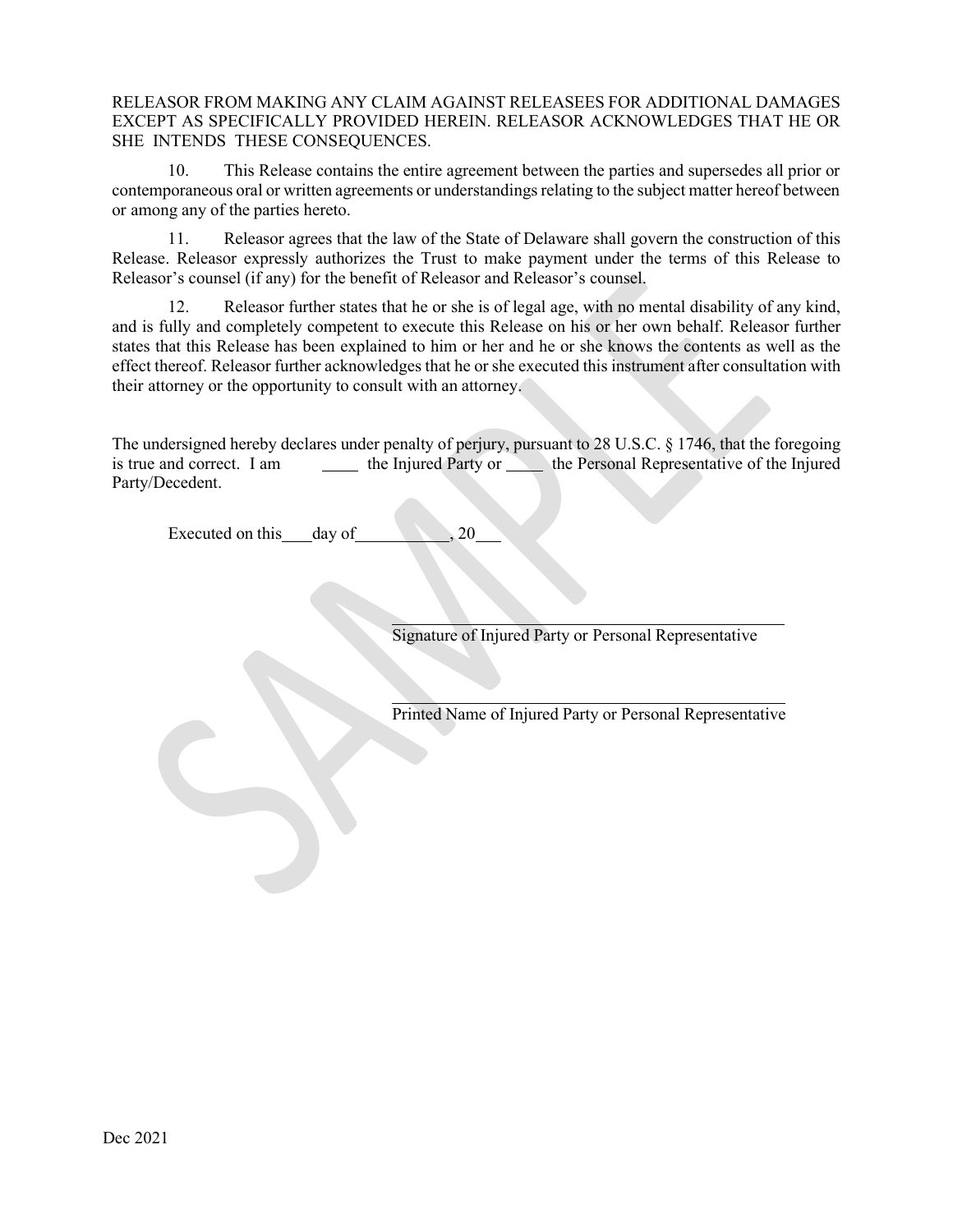RELEASOR FROM MAKING ANY CLAIM AGAINST RELEASEES FOR ADDITIONAL DAMAGES EXCEPT AS SPECIFICALLY PROVIDED HEREIN. RELEASOR ACKNOWLEDGES THAT HE OR SHE INTENDS THESE CONSEQUENCES.

10. This Release contains the entire agreement between the parties and supersedes all prior or contemporaneous oral or written agreements or understandings relating to the subject matter hereof between or among any of the parties hereto.

11. Releasor agrees that the law of the State of Delaware shall govern the construction of this Release. Releasor expressly authorizes the Trust to make payment under the terms of this Release to Releasor's counsel (if any) for the benefit of Releasor and Releasor's counsel.

12. Releasor further states that he or she is of legal age, with no mental disability of any kind, and is fully and completely competent to execute this Release on his or her own behalf. Releasor further states that this Release has been explained to him or her and he or she knows the contents as well as the effect thereof. Releasor further acknowledges that he or she executed this instrument after consultation with their attorney or the opportunity to consult with an attorney.

The undersigned hereby declares under penalty of perjury, pursuant to 28 U.S.C. § 1746, that the foregoing is true and correct. I am ____ the Injured Party or ____ the Personal Representative of the Injured Party/Decedent.

Executed on this ____ day of ____________, 20___

_______________________________________________
Signature of Injured Party or Personal Representative

_______________________________________________
Printed Name of Injured Party or Personal Representative

Dec 2021